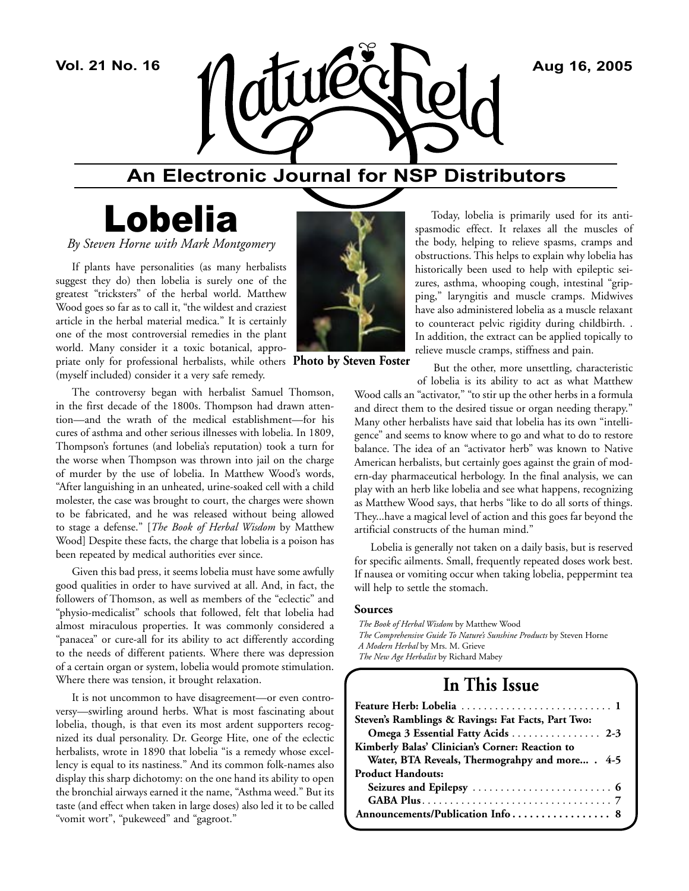# Nature's Field

## An Electronic Journal for NSP Distributors

# Lobelia

*By Steven Horne with Mark Montgomery*

If plants have personalities (as many herbalists suggest they do) then lobelia is surely one of the greatest "tricksters" of the herbal world. Matthew Wood goes so far as to call it, "the wildest and craziest article in the herbal material medica." It is certainly one of the most controversial remedies in the plant world. Many consider it a toxic botanical, appropriate only for professional herbalists, while others (myself included) consider it a very safe remedy.

The controversy began with herbalist Samuel Thomson, in the first decade of the 1800s. Thompson had drawn attention—and the wrath of the medical establishment—for his cures of asthma and other serious illnesses with lobelia. In 1809, Thompson's fortunes (and lobelia's reputation) took a turn for the worse when Thompson was thrown into jail on the charge of murder by the use of lobelia. In Matthew Wood's words, "After languishing in an unheated, urine-soaked cell with a child molester, the case was brought to court, the charges were shown to be fabricated, and he was released without being allowed to stage a defense." [*The Book of Herbal Wisdom* by Matthew Wood] Despite these facts, the charge that lobelia is a poison has been repeated by medical authorities ever since.

Given this bad press, it seems lobelia must have some awfully good qualities in order to have survived at all. And, in fact, the followers of Thomson, as well as members of the "eclectic" and "physio-medicalist" schools that followed, felt that lobelia had almost miraculous properties. It was commonly considered a "panacea" or cure-all for its ability to act differently according to the needs of different patients. Where there was depression of a certain organ or system, lobelia would promote stimulation. Where there was tension, it brought relaxation.

It is not uncommon to have disagreement—or even controversy—swirling around herbs. What is most fascinating about lobelia, though, is that even its most ardent supporters recognized its dual personality. Dr. George Hite, one of the eclectic herbalists, wrote in 1890 that lobelia "is a remedy whose excellency is equal to its nastiness." And its common folk-names also display this sharp dichotomy: on the one hand its ability to open the bronchial airways earned it the name, "Asthma weed." But its taste (and effect when taken in large doses) also led it to be called "vomit wort", "pukeweed" and "gagroot."

**Photo by Steven Foster**

Today, lobelia is primarily used for its antispasmodic effect. It relaxes all the muscles of the body, helping to relieve spasms, cramps and obstructions. This helps to explain why lobelia has historically been used to help with epileptic seizures, asthma, whooping cough, intestinal "gripping," laryngitis and muscle cramps. Midwives have also administered lobelia as a muscle relaxant to counteract pelvic rigidity during childbirth. . In addition, the extract can be applied topically to relieve muscle cramps, stiffness and pain.

But the other, more unsettling, characteristic of lobelia is its ability to act as what Matthew Wood calls an "activator," "to stir up the other herbs in a formula and direct them to the desired tissue or organ needing therapy." Many other herbalists have said that lobelia has its own "intelligence" and seems to know where to go and what to do to restore balance. The idea of an "activator herb" was known to Native American herbalists, but certainly goes against the grain of modern-day pharmaceutical herbology. In the final analysis, we can play with an herb like lobelia and see what happens, recognizing as Matthew Wood says, that herbs "like to do all sorts of things. They...have a magical level of action and this goes far beyond the artificial constructs of the human mind."

Lobelia is generally not taken on a daily basis, but is reserved for specific ailments. Small, frequently repeated doses work best. If nausea or vomiting occur when taking lobelia, peppermint tea will help to settle the stomach.

### Sources

*The Book of Herbal Wisdom* by Matthew Wood
*The Comprehensive Guide To Nature's Sunshine Products* by Steven Horne
*A Modern Herbal* by Mrs. M. Grieve
*The New Age Herbalist* by Richard Mabey

## In This Issue

| | |
|---|---|
| **Feature Herb: Lobelia** | **1** |
| **Steven's Ramblings & Ravings: Fat Facts, Part Two: Omega 3 Essential Fatty Acids** | **2-3** |
| **Kimberly Balas' Clinician's Corner: Reaction to Water, BTA Reveals, Thermograhpy and more...** | **4-5** |
| **Product Handouts:** | |
| **Seizures and Epilepsy** | **6** |
| **GABA Plus** | **7** |
| **Announcements/Publication Info** | **8** |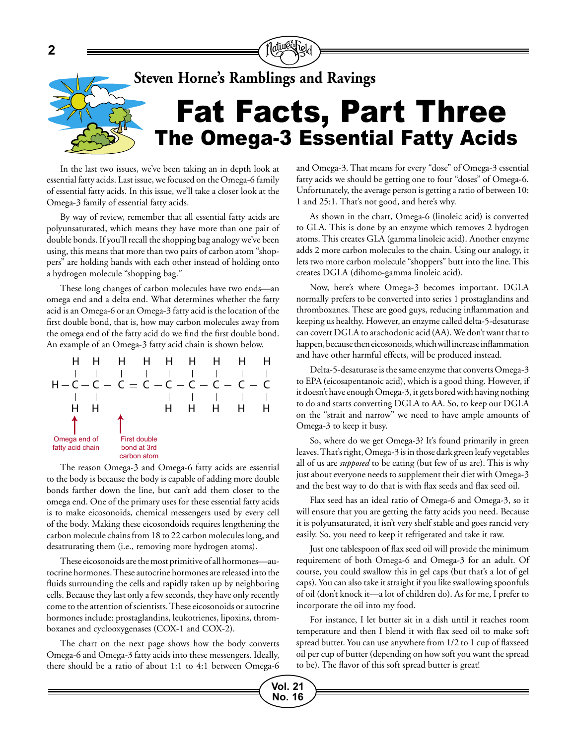## Steven Horne's Ramblings and Ravings

# Fat Facts, Part Three

## The Omega-3 Essential Fatty Acids

In the last two issues, we've been taking an in depth look at essential fatty acids. Last issue, we focused on the Omega-6 family of essential fatty acids. In this issue, we'll take a closer look at the Omega-3 family of essential fatty acids.

By way of review, remember that all essential fatty acids are polyunsaturated, which means they have more than one pair of double bonds. If you'll recall the shopping bag analogy we've been using, this means that more than two pairs of carbon atom "shoppers" are holding hands with each other instead of holding onto a hydrogen molecule "shopping bag."

These long changes of carbon molecules have two ends—an omega end and a delta end. What determines whether the fatty acid is an Omega-6 or an Omega-3 fatty acid is the location of the first double bond, that is, how may carbon molecules away from the omega end of the fatty acid do we find the first double bond. An example of an Omega-3 fatty acid chain is shown below.

```
    H   H   H   H   H   H   H   H   H
    |   |   |   |   |   |   |   |   |
H — C — C — C = C — C — C — C — C — C
    |   |           |   |   |   |   |
    H   H           H   H   H   H   H
    ↑       ↑
```

Omega end of fatty acid chain

First double bond at 3rd carbon atom

The reason Omega-3 and Omega-6 fatty acids are essential to the body is because the body is capable of adding more double bonds farther down the line, but can't add them closer to the omega end. One of the primary uses for these essential fatty acids is to make eicosonoids, chemical messengers used by every cell of the body. Making these eicosondoids requires lengthening the carbon molecule chains from 18 to 22 carbon molecules long, and desatrurating them (i.e., removing more hydrogen atoms).

These eicosonoids are the most primitive of all hormones—autocrine hormones. These autocrine hormones are released into the fluids surrounding the cells and rapidly taken up by neighboring cells. Because they last only a few seconds, they have only recently come to the attention of scientists. These eicosonoids or autocrine hormones include: prostaglandins, leukotrienes, lipoxins, thromboxanes and cyclooxygenases (COX-1 and COX-2).

The chart on the next page shows how the body converts Omega-6 and Omega-3 fatty acids into these messengers. Ideally, there should be a ratio of about 1:1 to 4:1 between Omega-6 and Omega-3. That means for every "dose" of Omega-3 essential fatty acids we should be getting one to four "doses" of Omega-6. Unfortunately, the average person is getting a ratio of between 10:1 and 25:1. That's not good, and here's why.

As shown in the chart, Omega-6 (linoleic acid) is converted to GLA. This is done by an enzyme which removes 2 hydrogen atoms. This creates GLA (gamma linoleic acid). Another enzyme adds 2 more carbon molecules to the chain. Using our analogy, it lets two more carbon molecule "shoppers" butt into the line. This creates DGLA (dihomo-gamma linoleic acid).

Now, here's where Omega-3 becomes important. DGLA normally prefers to be converted into series 1 prostaglandins and thromboxanes. These are good guys, reducing inflammation and keeping us healthy. However, an enzyme called delta-5-desaturase can covert DGLA to arachodonic acid (AA). We don't want that to happen, because then eicosonoids, which will increase inflammation and have other harmful effects, will be produced instead.

Delta-5-desaturase is the same enzyme that converts Omega-3 to EPA (eicosapentaonic acid), which is a good thing. However, if it doesn't have enough Omega-3, it gets bored with having nothing to do and starts converting DGLA to AA. So, to keep our DGLA on the "strait and narrow" we need to have ample amounts of Omega-3 to keep it busy.

So, where do we get Omega-3? It's found primarily in green leaves. That's right, Omega-3 is in those dark green leafy vegetables all of us are *supposed* to be eating (but few of us are). This is why just about everyone needs to supplement their diet with Omega-3 and the best way to do that is with flax seeds and flax seed oil.

Flax seed has an ideal ratio of Omega-6 and Omega-3, so it will ensure that you are getting the fatty acids you need. Because it is polyunsaturated, it isn't very shelf stable and goes rancid very easily. So, you need to keep it refrigerated and take it raw.

Just one tablespoon of flax seed oil will provide the minimum requirement of both Omega-6 and Omega-3 for an adult. Of course, you could swallow this in gel caps (but that's a lot of gel caps). You can also take it straight if you like swallowing spoonfuls of oil (don't knock it—a lot of children do). As for me, I prefer to incorporate the oil into my food.

For instance, I let butter sit in a dish until it reaches room temperature and then I blend it with flax seed oil to make soft spread butter. You can use anywhere from 1/2 to 1 cup of flaxseed oil per cup of butter (depending on how soft you want the spread to be). The flavor of this soft spread butter is great!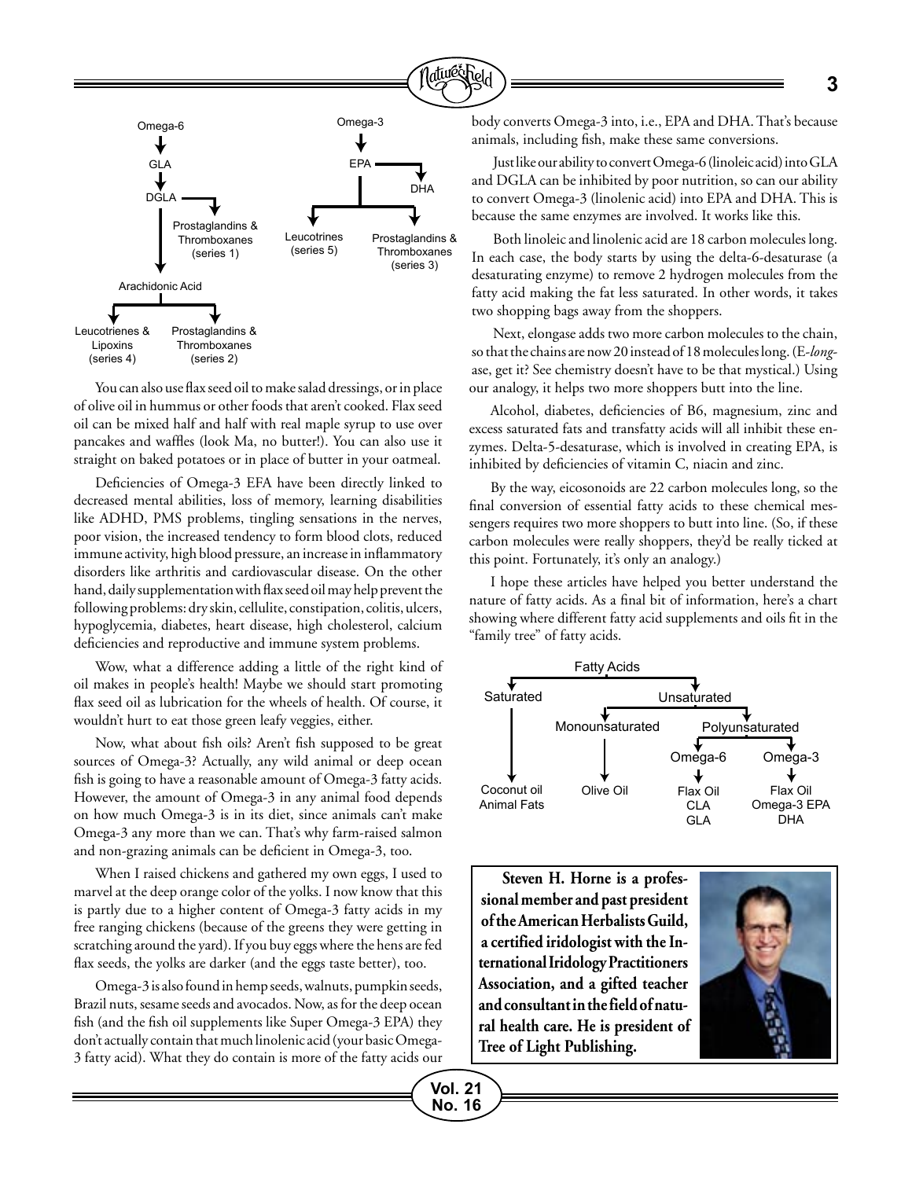Omega-6 → GLA → DGLA → Prostaglandins & Thromboxanes (series 1)

DGLA → Arachidonic Acid → Leucotrienes & Lipoxins (series 4); Prostaglandins & Thromboxanes (series 2)

Omega-3 → EPA → DHA

EPA → Leucotrines (series 5); Prostaglandins & Thromboxanes (series 3)

You can also use flax seed oil to make salad dressings, or in place of olive oil in hummus or other foods that aren't cooked. Flax seed oil can be mixed half and half with real maple syrup to use over pancakes and waffles (look Ma, no butter!). You can also use it straight on baked potatoes or in place of butter in your oatmeal.

Deficiencies of Omega-3 EFA have been directly linked to decreased mental abilities, loss of memory, learning disabilities like ADHD, PMS problems, tingling sensations in the nerves, poor vision, the increased tendency to form blood clots, reduced immune activity, high blood pressure, an increase in inflammatory disorders like arthritis and cardiovascular disease. On the other hand, daily supplementation with flax seed oil may help prevent the following problems: dry skin, cellulite, constipation, colitis, ulcers, hypoglycemia, diabetes, heart disease, high cholesterol, calcium deficiencies and reproductive and immune system problems.

Wow, what a difference adding a little of the right kind of oil makes in people's health! Maybe we should start promoting flax seed oil as lubrication for the wheels of health. Of course, it wouldn't hurt to eat those green leafy veggies, either.

Now, what about fish oils? Aren't fish supposed to be great sources of Omega-3? Actually, any wild animal or deep ocean fish is going to have a reasonable amount of Omega-3 fatty acids. However, the amount of Omega-3 in any animal food depends on how much Omega-3 is in its diet, since animals can't make Omega-3 any more than we can. That's why farm-raised salmon and non-grazing animals can be deficient in Omega-3, too.

When I raised chickens and gathered my own eggs, I used to marvel at the deep orange color of the yolks. I now know that this is partly due to a higher content of Omega-3 fatty acids in my free ranging chickens (because of the greens they were getting in scratching around the yard). If you buy eggs where the hens are fed flax seeds, the yolks are darker (and the eggs taste better), too.

Omega-3 is also found in hemp seeds, walnuts, pumpkin seeds, Brazil nuts, sesame seeds and avocados. Now, as for the deep ocean fish (and the fish oil supplements like Super Omega-3 EPA) they don't actually contain that much linolenic acid (your basic Omega-3 fatty acid). What they do contain is more of the fatty acids our body converts Omega-3 into, i.e., EPA and DHA. That's because animals, including fish, make these same conversions.

Just like our ability to convert Omega-6 (linoleic acid) into GLA and DGLA can be inhibited by poor nutrition, so can our ability to convert Omega-3 (linolenic acid) into EPA and DHA. This is because the same enzymes are involved. It works like this.

Both linoleic and linolenic acid are 18 carbon molecules long. In each case, the body starts by using the delta-6-desaturase (a desaturating enzyme) to remove 2 hydrogen molecules from the fatty acid making the fat less saturated. In other words, it takes two shopping bags away from the shoppers.

Next, elongase adds two more carbon molecules to the chain, so that the chains are now 20 instead of 18 molecules long. (E-*long*-ase, get it? See chemistry doesn't have to be that mystical.) Using our analogy, it helps two more shoppers butt into the line.

Alcohol, diabetes, deficiencies of B6, magnesium, zinc and excess saturated fats and transfatty acids will all inhibit these enzymes. Delta-5-desaturase, which is involved in creating EPA, is inhibited by deficiencies of vitamin C, niacin and zinc.

By the way, eicosonoids are 22 carbon molecules long, so the final conversion of essential fatty acids to these chemical messengers requires two more shoppers to butt into line. (So, if these carbon molecules were really shoppers, they'd be really ticked at this point. Fortunately, it's only an analogy.)

I hope these articles have helped you better understand the nature of fatty acids. As a final bit of information, here's a chart showing where different fatty acid supplements and oils fit in the "family tree" of fatty acids.

Fatty Acids → Saturated; Unsaturated

Saturated → Coconut oil, Animal Fats

Unsaturated → Monounsaturated; Polyunsaturated

Monounsaturated → Olive Oil

Polyunsaturated → Omega-6; Omega-3

Omega-6 → Flax Oil, CLA, GLA

Omega-3 → Flax Oil, Omega-3 EPA, DHA

**Steven H. Horne is a professional member and past president of the American Herbalists Guild, a certified iridologist with the International Iridology Practitioners Association, and a gifted teacher and consultant in the field of natural health care. He is president of Tree of Light Publishing.**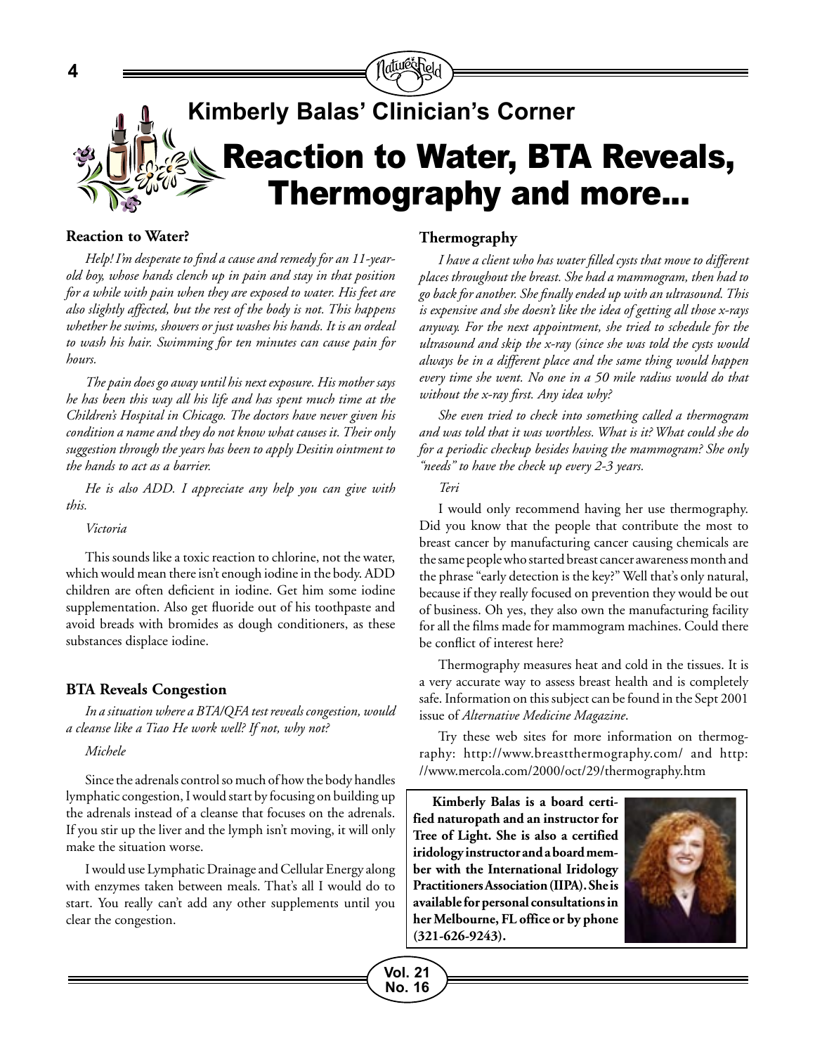## Kimberly Balas' Clinician's Corner

# Reaction to Water, BTA Reveals, Thermography and more...

### Reaction to Water?

*Help! I'm desperate to find a cause and remedy for an 11-year-old boy, whose hands clench up in pain and stay in that position for a while with pain when they are exposed to water. His feet are also slightly affected, but the rest of the body is not. This happens whether he swims, showers or just washes his hands. It is an ordeal to wash his hair. Swimming for ten minutes can cause pain for hours.*

*The pain does go away until his next exposure. His mother says he has been this way all his life and has spent much time at the Children's Hospital in Chicago. The doctors have never given his condition a name and they do not know what causes it. Their only suggestion through the years has been to apply Desitin ointment to the hands to act as a barrier.*

*He is also ADD. I appreciate any help you can give with this.*

*Victoria*

This sounds like a toxic reaction to chlorine, not the water, which would mean there isn't enough iodine in the body. ADD children are often deficient in iodine. Get him some iodine supplementation. Also get fluoride out of his toothpaste and avoid breads with bromides as dough conditioners, as these substances displace iodine.

### BTA Reveals Congestion

*In a situation where a BTA/QFA test reveals congestion, would a cleanse like a Tiao He work well? If not, why not?*

*Michele*

Since the adrenals control so much of how the body handles lymphatic congestion, I would start by focusing on building up the adrenals instead of a cleanse that focuses on the adrenals. If you stir up the liver and the lymph isn't moving, it will only make the situation worse.

I would use Lymphatic Drainage and Cellular Energy along with enzymes taken between meals. That's all I would do to start. You really can't add any other supplements until you clear the congestion.

### Thermography

*I have a client who has water filled cysts that move to different places throughout the breast. She had a mammogram, then had to go back for another. She finally ended up with an ultrasound. This is expensive and she doesn't like the idea of getting all those x-rays anyway. For the next appointment, she tried to schedule for the ultrasound and skip the x-ray (since she was told the cysts would always be in a different place and the same thing would happen every time she went. No one in a 50 mile radius would do that without the x-ray first. Any idea why?*

*She even tried to check into something called a thermogram and was told that it was worthless. What is it? What could she do for a periodic checkup besides having the mammogram? She only "needs" to have the check up every 2-3 years.*

*Teri*

I would only recommend having her use thermography. Did you know that the people that contribute the most to breast cancer by manufacturing cancer causing chemicals are the same people who started breast cancer awareness month and the phrase "early detection is the key?" Well that's only natural, because if they really focused on prevention they would be out of business. Oh yes, they also own the manufacturing facility for all the films made for mammogram machines. Could there be conflict of interest here?

Thermography measures heat and cold in the tissues. It is a very accurate way to assess breast health and is completely safe. Information on this subject can be found in the Sept 2001 issue of *Alternative Medicine Magazine*.

Try these web sites for more information on thermography: http://www.breastthermography.com/ and http://www.mercola.com/2000/oct/29/thermography.htm

**Kimberly Balas is a board certified naturopath and an instructor for Tree of Light. She is also a certified iridology instructor and a board member with the International Iridology Practitioners Association (IIPA). She is available for personal consultations in her Melbourne, FL office or by phone (321-626-9243).**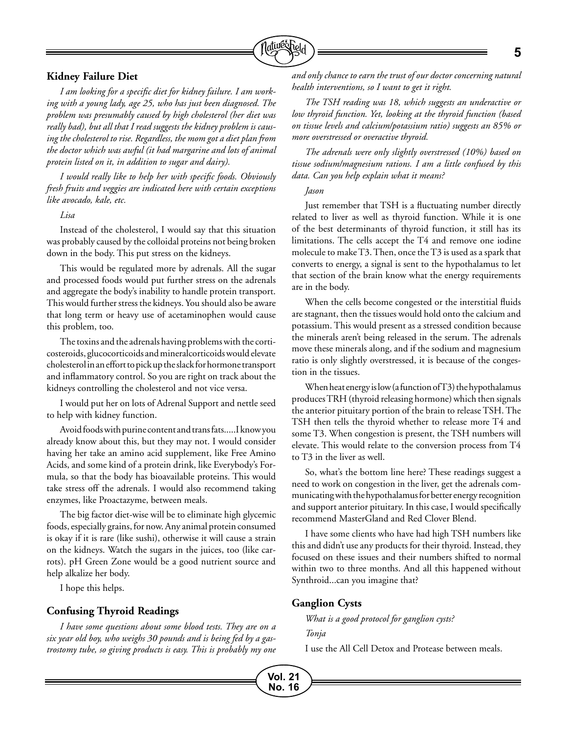## Kidney Failure Diet

*I am looking for a specific diet for kidney failure. I am working with a young lady, age 25, who has just been diagnosed. The problem was presumably caused by high cholesterol (her diet was really bad), but all that I read suggests the kidney problem is causing the cholesterol to rise. Regardless, the mom got a diet plan from the doctor which was awful (it had margarine and lots of animal protein listed on it, in addition to sugar and dairy).*

*I would really like to help her with specific foods. Obviously fresh fruits and veggies are indicated here with certain exceptions like avocado, kale, etc.*

*Lisa*

Instead of the cholesterol, I would say that this situation was probably caused by the colloidal proteins not being broken down in the body. This put stress on the kidneys.

This would be regulated more by adrenals. All the sugar and processed foods would put further stress on the adrenals and aggregate the body's inability to handle protein transport. This would further stress the kidneys. You should also be aware that long term or heavy use of acetaminophen would cause this problem, too.

The toxins and the adrenals having problems with the corticosteroids, glucocorticoids and mineralcorticoids would elevate cholesterol in an effort to pick up the slack for hormone transport and inflammatory control. So you are right on track about the kidneys controlling the cholesterol and not vice versa.

I would put her on lots of Adrenal Support and nettle seed to help with kidney function.

Avoid foods with purine content and trans fats.....I know you already know about this, but they may not. I would consider having her take an amino acid supplement, like Free Amino Acids, and some kind of a protein drink, like Everybody's Formula, so that the body has bioavailable proteins. This would take stress off the adrenals. I would also recommend taking enzymes, like Proactazyme, between meals.

The big factor diet-wise will be to eliminate high glycemic foods, especially grains, for now. Any animal protein consumed is okay if it is rare (like sushi), otherwise it will cause a strain on the kidneys. Watch the sugars in the juices, too (like carrots). pH Green Zone would be a good nutrient source and help alkalize her body.

I hope this helps.

## Confusing Thyroid Readings

*I have some questions about some blood tests. They are on a six year old boy, who weighs 30 pounds and is being fed by a gastrostomy tube, so giving products is easy. This is probably my one and only chance to earn the trust of our doctor concerning natural health interventions, so I want to get it right.*

*The TSH reading was 18, which suggests an underactive or low thyroid function. Yet, looking at the thyroid function (based on tissue levels and calcium/potassium ratio) suggests an 85% or more overstressed or overactive thyroid.*

*The adrenals were only slightly overstressed (10%) based on tissue sodium/magnesium rations. I am a little confused by this data. Can you help explain what it means?*

*Jason*

Just remember that TSH is a fluctuating number directly related to liver as well as thyroid function. While it is one of the best determinants of thyroid function, it still has its limitations. The cells accept the T4 and remove one iodine molecule to make T3. Then, once the T3 is used as a spark that converts to energy, a signal is sent to the hypothalamus to let that section of the brain know what the energy requirements are in the body.

When the cells become congested or the interstitial fluids are stagnant, then the tissues would hold onto the calcium and potassium. This would present as a stressed condition because the minerals aren't being released in the serum. The adrenals move these minerals along, and if the sodium and magnesium ratio is only slightly overstressed, it is because of the congestion in the tissues.

When heat energy is low (a function of T3) the hypothalamus produces TRH (thyroid releasing hormone) which then signals the anterior pituitary portion of the brain to release TSH. The TSH then tells the thyroid whether to release more T4 and some T3. When congestion is present, the TSH numbers will elevate. This would relate to the conversion process from T4 to T3 in the liver as well.

So, what's the bottom line here? These readings suggest a need to work on congestion in the liver, get the adrenals communicating with the hypothalamus for better energy recognition and support anterior pituitary. In this case, I would specifically recommend MasterGland and Red Clover Blend.

I have some clients who have had high TSH numbers like this and didn't use any products for their thyroid. Instead, they focused on these issues and their numbers shifted to normal within two to three months. And all this happened without Synthroid...can you imagine that?

## Ganglion Cysts

*What is a good protocol for ganglion cysts?*

*Tonja*

I use the All Cell Detox and Protease between meals.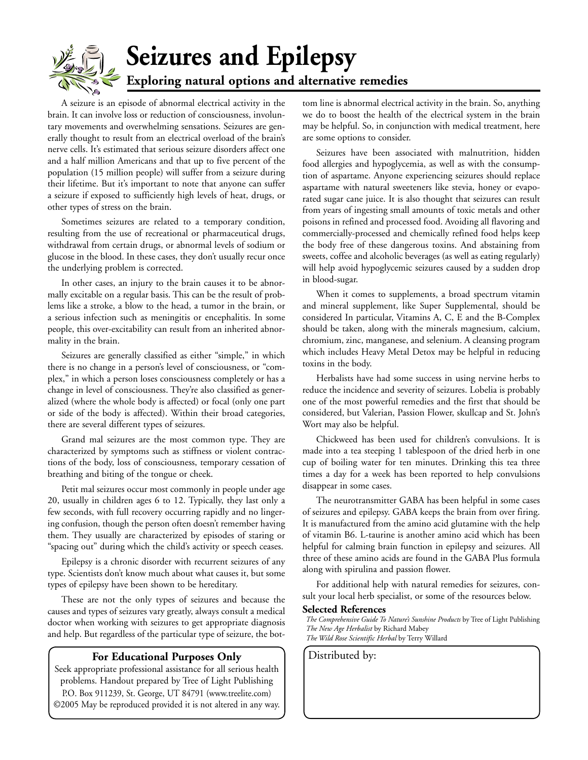# Seizures and Epilepsy

## Exploring natural options and alternative remedies

A seizure is an episode of abnormal electrical activity in the brain. It can involve loss or reduction of consciousness, involuntary movements and overwhelming sensations. Seizures are generally thought to result from an electrical overload of the brain's nerve cells. It's estimated that serious seizure disorders affect one and a half million Americans and that up to five percent of the population (15 million people) will suffer from a seizure during their lifetime. But it's important to note that anyone can suffer a seizure if exposed to sufficiently high levels of heat, drugs, or other types of stress on the brain.

Sometimes seizures are related to a temporary condition, resulting from the use of recreational or pharmaceutical drugs, withdrawal from certain drugs, or abnormal levels of sodium or glucose in the blood. In these cases, they don't usually recur once the underlying problem is corrected.

In other cases, an injury to the brain causes it to be abnormally excitable on a regular basis. This can be the result of problems like a stroke, a blow to the head, a tumor in the brain, or a serious infection such as meningitis or encephalitis. In some people, this over-excitability can result from an inherited abnormality in the brain.

Seizures are generally classified as either "simple," in which there is no change in a person's level of consciousness, or "complex," in which a person loses consciousness completely or has a change in level of consciousness. They're also classified as generalized (where the whole body is affected) or focal (only one part or side of the body is affected). Within their broad categories, there are several different types of seizures.

Grand mal seizures are the most common type. They are characterized by symptoms such as stiffness or violent contractions of the body, loss of consciousness, temporary cessation of breathing and biting of the tongue or cheek.

Petit mal seizures occur most commonly in people under age 20, usually in children ages 6 to 12. Typically, they last only a few seconds, with full recovery occurring rapidly and no lingering confusion, though the person often doesn't remember having them. They usually are characterized by episodes of staring or "spacing out" during which the child's activity or speech ceases.

Epilepsy is a chronic disorder with recurrent seizures of any type. Scientists don't know much about what causes it, but some types of epilepsy have been shown to be hereditary.

These are not the only types of seizures and because the causes and types of seizures vary greatly, always consult a medical doctor when working with seizures to get appropriate diagnosis and help. But regardless of the particular type of seizure, the bottom line is abnormal electrical activity in the brain. So, anything we do to boost the health of the electrical system in the brain may be helpful. So, in conjunction with medical treatment, here are some options to consider.

Seizures have been associated with malnutrition, hidden food allergies and hypoglycemia, as well as with the consumption of aspartame. Anyone experiencing seizures should replace aspartame with natural sweeteners like stevia, honey or evaporated sugar cane juice. It is also thought that seizures can result from years of ingesting small amounts of toxic metals and other poisons in refined and processed food. Avoiding all flavoring and commercially-processed and chemically refined food helps keep the body free of these dangerous toxins. And abstaining from sweets, coffee and alcoholic beverages (as well as eating regularly) will help avoid hypoglycemic seizures caused by a sudden drop in blood-sugar.

When it comes to supplements, a broad spectrum vitamin and mineral supplement, like Super Supplemental, should be considered In particular, Vitamins A, C, E and the B-Complex should be taken, along with the minerals magnesium, calcium, chromium, zinc, manganese, and selenium. A cleansing program which includes Heavy Metal Detox may be helpful in reducing toxins in the body.

Herbalists have had some success in using nervine herbs to reduce the incidence and severity of seizures. Lobelia is probably one of the most powerful remedies and the first that should be considered, but Valerian, Passion Flower, skullcap and St. John's Wort may also be helpful.

Chickweed has been used for children's convulsions. It is made into a tea steeping 1 tablespoon of the dried herb in one cup of boiling water for ten minutes. Drinking this tea three times a day for a week has been reported to help convulsions disappear in some cases.

The neurotransmitter GABA has been helpful in some cases of seizures and epilepsy. GABA keeps the brain from over firing. It is manufactured from the amino acid glutamine with the help of vitamin B6. L-taurine is another amino acid which has been helpful for calming brain function in epilepsy and seizures. All three of these amino acids are found in the GABA Plus formula along with spirulina and passion flower.

For additional help with natural remedies for seizures, consult your local herb specialist, or some of the resources below.

**Selected References**

*The Comprehensive Guide To Nature's Sunshine Products* by Tree of Light Publishing
*The New Age Herbalist* by Richard Mabey
*The Wild Rose Scientific Herbal* by Terry Willard

**For Educational Purposes Only**

Seek appropriate professional assistance for all serious health problems. Handout prepared by Tree of Light Publishing P.O. Box 911239, St. George, UT 84791 (www.treelite.com) ©2005 May be reproduced provided it is not altered in any way.

Distributed by: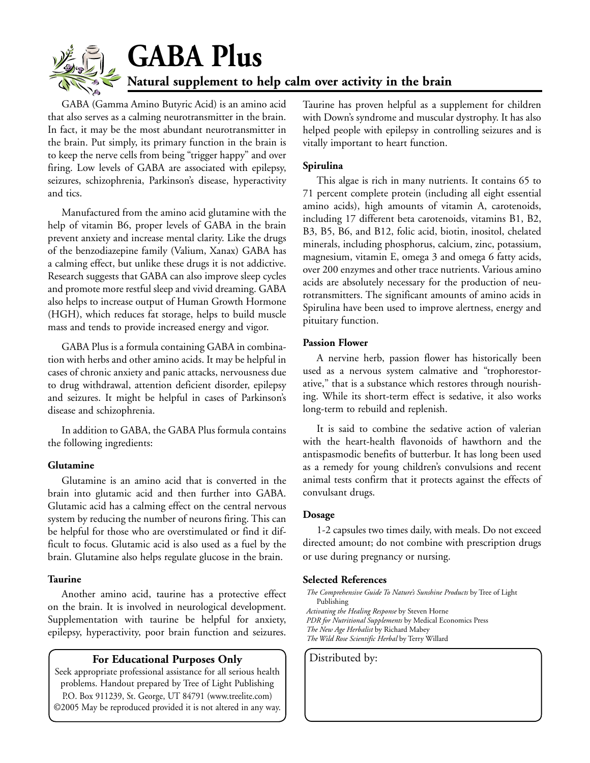# GABA Plus

## Natural supplement to help calm over activity in the brain

GABA (Gamma Amino Butyric Acid) is an amino acid that also serves as a calming neurotransmitter in the brain. In fact, it may be the most abundant neurotransmitter in the brain. Put simply, its primary function in the brain is to keep the nerve cells from being "trigger happy" and over firing. Low levels of GABA are associated with epilepsy, seizures, schizophrenia, Parkinson's disease, hyperactivity and tics.

Manufactured from the amino acid glutamine with the help of vitamin B6, proper levels of GABA in the brain prevent anxiety and increase mental clarity. Like the drugs of the benzodiazepine family (Valium, Xanax) GABA has a calming effect, but unlike these drugs it is not addictive. Research suggests that GABA can also improve sleep cycles and promote more restful sleep and vivid dreaming. GABA also helps to increase output of Human Growth Hormone (HGH), which reduces fat storage, helps to build muscle mass and tends to provide increased energy and vigor.

GABA Plus is a formula containing GABA in combination with herbs and other amino acids. It may be helpful in cases of chronic anxiety and panic attacks, nervousness due to drug withdrawal, attention deficient disorder, epilepsy and seizures. It might be helpful in cases of Parkinson's disease and schizophrenia.

In addition to GABA, the GABA Plus formula contains the following ingredients:

**Glutamine**

Glutamine is an amino acid that is converted in the brain into glutamic acid and then further into GABA. Glutamic acid has a calming effect on the central nervous system by reducing the number of neurons firing. This can be helpful for those who are overstimulated or find it difficult to focus. Glutamic acid is also used as a fuel by the brain. Glutamine also helps regulate glucose in the brain.

**Taurine**

Another amino acid, taurine has a protective effect on the brain. It is involved in neurological development. Supplementation with taurine be helpful for anxiety, epilepsy, hyperactivity, poor brain function and seizures. Taurine has proven helpful as a supplement for children with Down's syndrome and muscular dystrophy. It has also helped people with epilepsy in controlling seizures and is vitally important to heart function.

**Spirulina**

This algae is rich in many nutrients. It contains 65 to 71 percent complete protein (including all eight essential amino acids), high amounts of vitamin A, carotenoids, including 17 different beta carotenoids, vitamins B1, B2, B3, B5, B6, and B12, folic acid, biotin, inositol, chelated minerals, including phosphorus, calcium, zinc, potassium, magnesium, vitamin E, omega 3 and omega 6 fatty acids, over 200 enzymes and other trace nutrients. Various amino acids are absolutely necessary for the production of neurotransmitters. The significant amounts of amino acids in Spirulina have been used to improve alertness, energy and pituitary function.

**Passion Flower**

A nervine herb, passion flower has historically been used as a nervous system calmative and "trophorestorative," that is a substance which restores through nourishing. While its short-term effect is sedative, it also works long-term to rebuild and replenish.

It is said to combine the sedative action of valerian with the heart-health flavonoids of hawthorn and the antispasmodic benefits of butterbur. It has long been used as a remedy for young children's convulsions and recent animal tests confirm that it protects against the effects of convulsant drugs.

**Dosage**

1-2 capsules two times daily, with meals. Do not exceed directed amount; do not combine with prescription drugs or use during pregnancy or nursing.

**Selected References**

*The Comprehensive Guide To Nature's Sunshine Products* by Tree of Light Publishing
*Activating the Healing Response* by Steven Horne
*PDR for Nutritional Supplements* by Medical Economics Press
*The New Age Herbalist* by Richard Mabey
*The Wild Rose Scientific Herbal* by Terry Willard

**For Educational Purposes Only**

Seek appropriate professional assistance for all serious health problems. Handout prepared by Tree of Light Publishing P.O. Box 911239, St. George, UT 84791 (www.treelite.com) ©2005 May be reproduced provided it is not altered in any way.

Distributed by: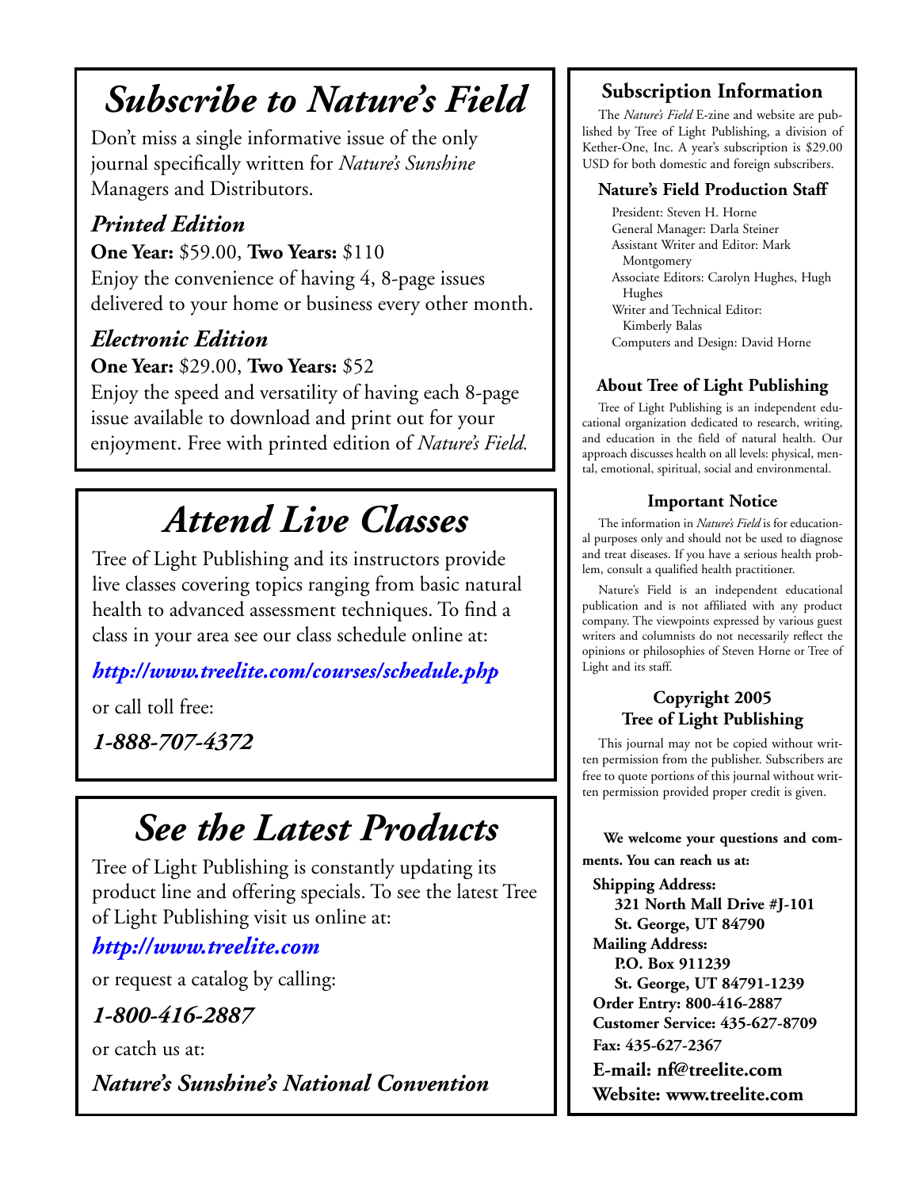# *Subscribe to Nature's Field*

Don't miss a single informative issue of the only journal specifically written for *Nature's Sunshine* Managers and Distributors.

### *Printed Edition*

**One Year:** $59.00, **Two Years:** $110

Enjoy the convenience of having 4, 8-page issues delivered to your home or business every other month.

### *Electronic Edition*

**One Year:** $29.00, **Two Years:** $52

Enjoy the speed and versatility of having each 8-page issue available to download and print out for your enjoyment. Free with printed edition of *Nature's Field.*

# *Attend Live Classes*

Tree of Light Publishing and its instructors provide live classes covering topics ranging from basic natural health to advanced assessment techniques. To find a class in your area see our class schedule online at:

***http://www.treelite.com/courses/schedule.php***

or call toll free:

***1-888-707-4372***

# *See the Latest Products*

Tree of Light Publishing is constantly updating its product line and offering specials. To see the latest Tree of Light Publishing visit us online at:

***http://www.treelite.com***

or request a catalog by calling:

***1-800-416-2887***

or catch us at:

***Nature's Sunshine's National Convention***

## Subscription Information

The *Nature's Field* E-zine and website are published by Tree of Light Publishing, a division of Kether-One, Inc. A year's subscription is $29.00 USD for both domestic and foreign subscribers.

### Nature's Field Production Staff

President: Steven H. Horne
General Manager: Darla Steiner
Assistant Writer and Editor: Mark Montgomery
Associate Editors: Carolyn Hughes, Hugh Hughes
Writer and Technical Editor: Kimberly Balas
Computers and Design: David Horne

### About Tree of Light Publishing

Tree of Light Publishing is an independent educational organization dedicated to research, writing, and education in the field of natural health. Our approach discusses health on all levels: physical, mental, emotional, spiritual, social and environmental.

### Important Notice

The information in *Nature's Field* is for educational purposes only and should not be used to diagnose and treat diseases. If you have a serious health problem, consult a qualified health practitioner.

Nature's Field is an independent educational publication and is not affiliated with any product company. The viewpoints expressed by various guest writers and columnists do not necessarily reflect the opinions or philosophies of Steven Horne or Tree of Light and its staff.

### Copyright 2005
### Tree of Light Publishing

This journal may not be copied without written permission from the publisher. Subscribers are free to quote portions of this journal without written permission provided proper credit is given.

**We welcome your questions and comments. You can reach us at:**

**Shipping Address:**
**321 North Mall Drive #J-101**
**St. George, UT 84790**
**Mailing Address:**
**P.O. Box 911239**
**St. George, UT 84791-1239**
**Order Entry: 800-416-2887**
**Customer Service: 435-627-8709**
**Fax: 435-627-2367**
**E-mail: nf@treelite.com**
**Website: www.treelite.com**